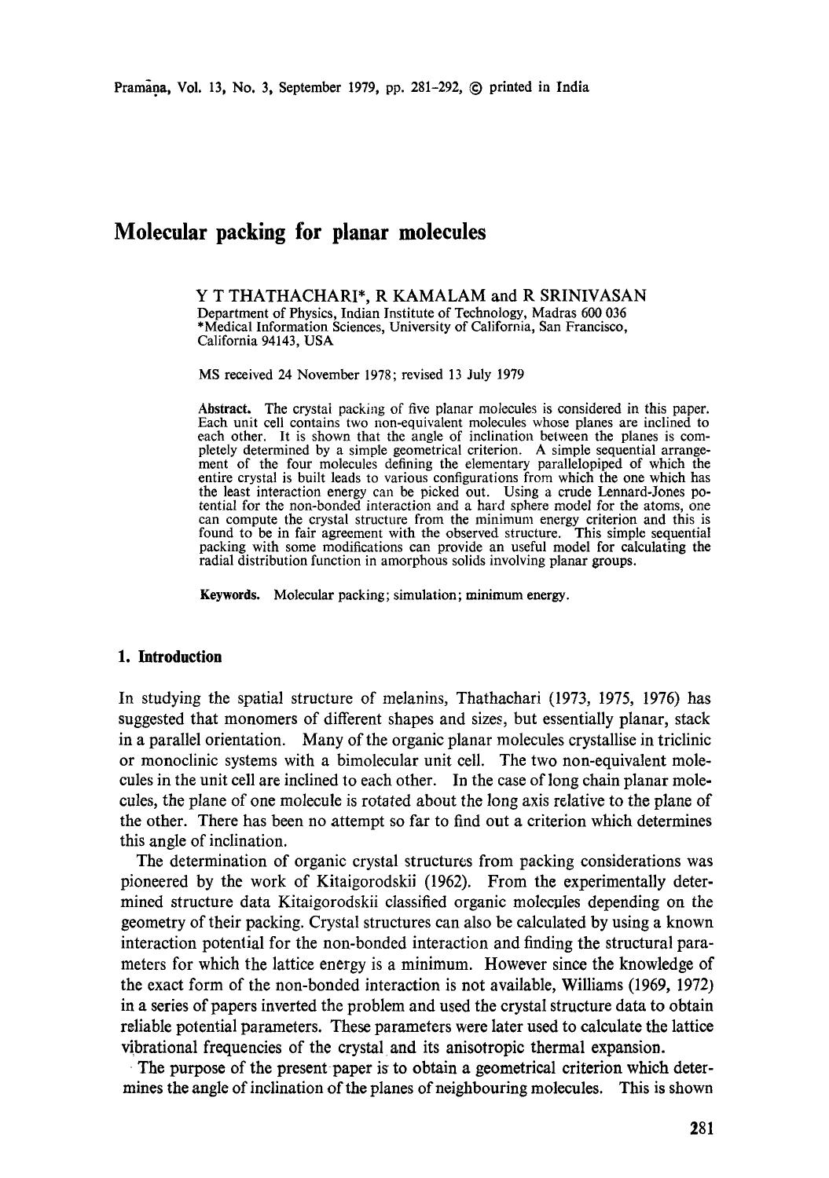# Molecular packing for planar molecules

Y T THATHACHARI*, R KAMALAM and R SRINIVASAN
Department of Physics, Indian Institute of Technology, Madras 600 036
*Medical Information Sciences, University of California, San Francisco, California 94143, USA

MS received 24 November 1978; revised 13 July 1979

**Abstract.** The crystal packing of five planar molecules is considered in this paper. Each unit cell contains two non-equivalent molecules whose planes are inclined to each other. It is shown that the angle of inclination between the planes is completely determined by a simple geometrical criterion. A simple sequential arrangement of the four molecules defining the elementary parallelopiped of which the entire crystal is built leads to various configurations from which the one which has the least interaction energy can be picked out. Using a crude Lennard-Jones potential for the non-bonded interaction and a hard sphere model for the atoms, one can compute the crystal structure from the minimum energy criterion and this is found to be in fair agreement with the observed structure. This simple sequential packing with some modifications can provide an useful model for calculating the radial distribution function in amorphous solids involving planar groups.

**Keywords.** Molecular packing; simulation; minimum energy.

## 1. Introduction

In studying the spatial structure of melanins, Thathachari (1973, 1975, 1976) has suggested that monomers of different shapes and sizes, but essentially planar, stack in a parallel orientation. Many of the organic planar molecules crystallise in triclinic or monoclinic systems with a bimolecular unit cell. The two non-equivalent molecules in the unit cell are inclined to each other. In the case of long chain planar molecules, the plane of one molecule is rotated about the long axis relative to the plane of the other. There has been no attempt so far to find out a criterion which determines this angle of inclination.

The determination of organic crystal structures from packing considerations was pioneered by the work of Kitaigorodskii (1962). From the experimentally determined structure data Kitaigorodskii classified organic molecules depending on the geometry of their packing. Crystal structures can also be calculated by using a known interaction potential for the non-bonded interaction and finding the structural parameters for which the lattice energy is a minimum. However since the knowledge of the exact form of the non-bonded interaction is not available, Williams (1969, 1972) in a series of papers inverted the problem and used the crystal structure data to obtain reliable potential parameters. These parameters were later used to calculate the lattice vibrational frequencies of the crystal and its anisotropic thermal expansion.

The purpose of the present paper is to obtain a geometrical criterion which determines the angle of inclination of the planes of neighbouring molecules. This is shown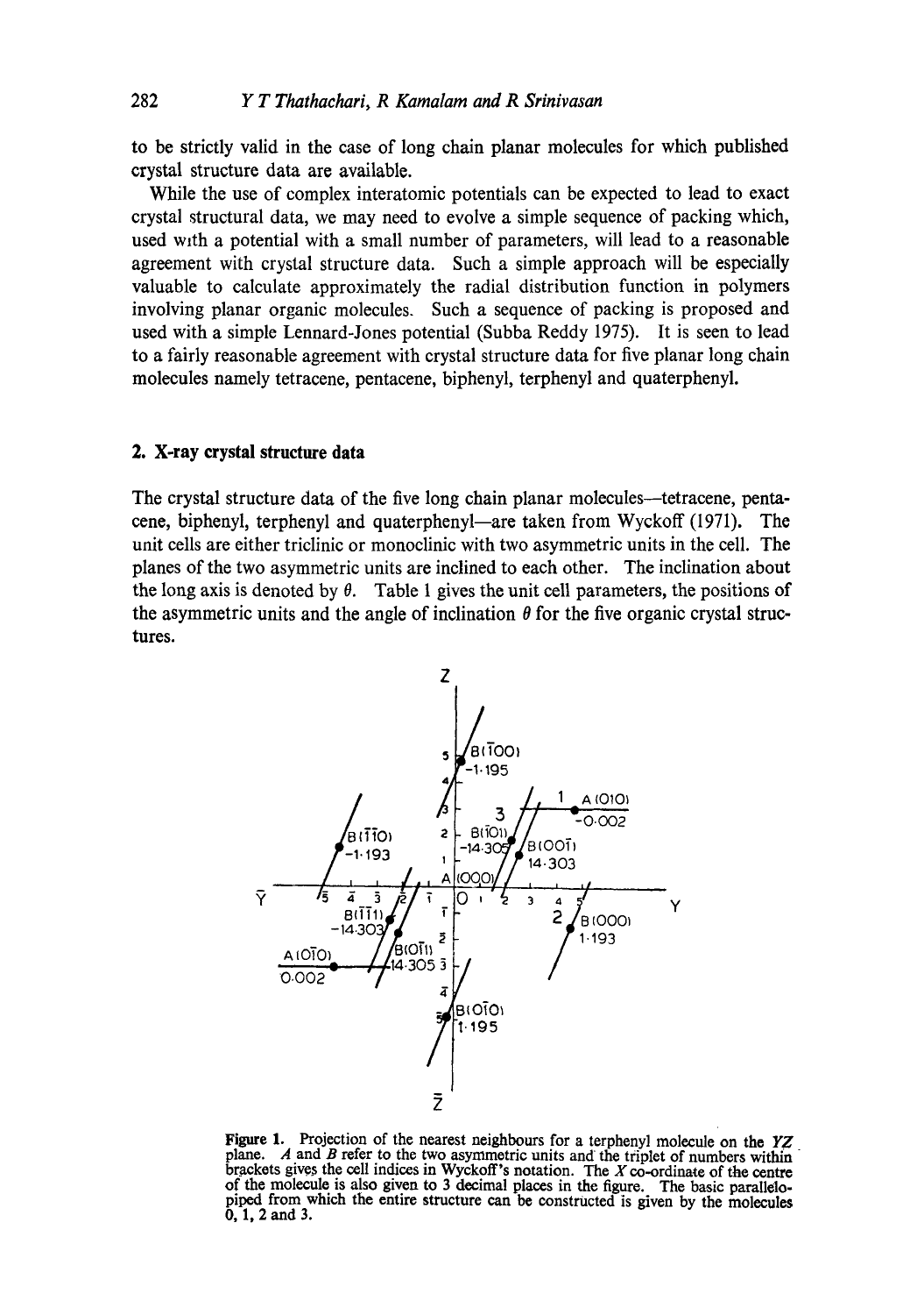to be strictly valid in the case of long chain planar molecules for which published crystal structure data are available.

While the use of complex interatomic potentials can be expected to lead to exact crystal structural data, we may need to evolve a simple sequence of packing which, used with a potential with a small number of parameters, will lead to a reasonable agreement with crystal structure data. Such a simple approach will be especially valuable to calculate approximately the radial distribution function in polymers involving planar organic molecules. Such a sequence of packing is proposed and used with a simple Lennard-Jones potential (Subba Reddy 1975). It is seen to lead to a fairly reasonable agreement with crystal structure data for five planar long chain molecules namely tetracene, pentacene, biphenyl, terphenyl and quaterphenyl.

## 2. X-ray crystal structure data

The crystal structure data of the five long chain planar molecules—tetracene, pentacene, biphenyl, terphenyl and quaterphenyl—are taken from Wyckoff (1971). The unit cells are either triclinic or monoclinic with two asymmetric units in the cell. The planes of the two asymmetric units are inclined to each other. The inclination about the long axis is denoted by $\theta$. Table 1 gives the unit cell parameters, the positions of the asymmetric units and the angle of inclination $\theta$ for the five organic crystal structures.

**Figure 1.** Projection of the nearest neighbours for a terphenyl molecule on the $YZ$ plane. $A$ and $B$ refer to the two asymmetric units and the triplet of numbers within brackets gives the cell indices in Wyckoff's notation. The $X$ co-ordinate of the centre of the molecule is also given to 3 decimal places in the figure. The basic parallelopiped from which the entire structure can be constructed is given by the molecules 0, 1, 2 and 3.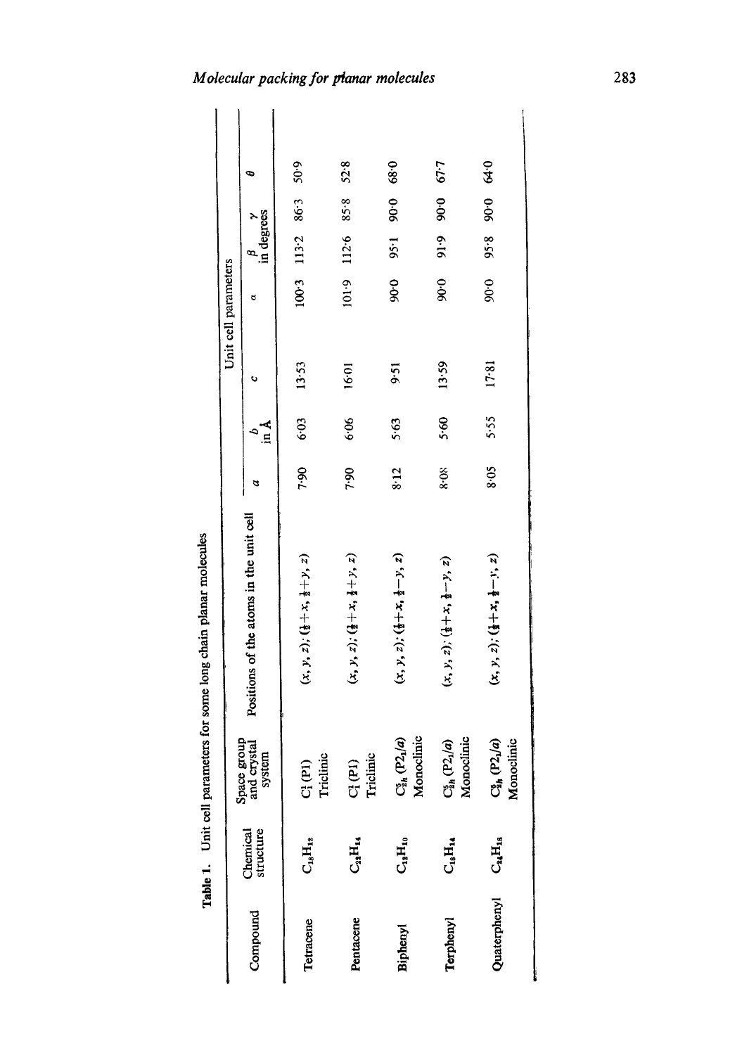**Table 1.** Unit cell parameters for some long chain planar molecules

| Compound | Chemical structure | Space group and crystal system | Positions of the atoms in the unit cell | Unit cell parameters | | | | | | |
|---|---|---|---|---|---|---|---|---|---|---|
| | | | | $a$ | $b$ in Å | $c$ | $\alpha$ | $\beta$ in degrees | $\gamma$ | $\theta$ |
| Tetracene | $C_{18}H_{12}$ | $C_i^1$ ($P\bar{1}$) Triclinic | $(x, y, z)$; $(\frac{1}{2}+x, \frac{1}{2}+y, z)$ | 7·90 | 6·03 | 13·53 | 100·3 | 113·2 | 86·3 | 50·9 |
| Pentacene | $C_{22}H_{14}$ | $C_i^1$ ($P\bar{1}$) Triclinic | $(x, y, z)$; $(\frac{1}{2}+x, \frac{1}{2}+y, z)$ | 7·90 | 6·06 | 16·01 | 101·9 | 112·6 | 85·8 | 52·8 |
| Biphenyl | $C_{12}H_{10}$ | $C_{2h}^5$ ($P2_1/a$) Monoclinic | $(x, y, z)$; $(\frac{1}{2}+x, \frac{1}{2}-y, z)$ | 8·12 | 5·63 | 9·51 | 90·0 | 95·1 | 90·0 | 68·0 |
| Terphenyl | $C_{18}H_{14}$ | $C_{2h}^5$ ($P2_1/a$) Monoclinic | $(x, y, z)$; $(\frac{1}{2}+x, \frac{1}{2}-y, z)$ | 8·08 | 5·60 | 13·59 | 90·0 | 91·9 | 90·0 | 67·7 |
| Quaterphenyl | $C_{24}H_{18}$ | $C_{2h}^5$ ($P2_1/a$) Monoclinic | $(x, y, z)$; $(\frac{1}{2}+x, \frac{1}{2}-y, z)$ | 8·05 | 5·55 | 17·81 | 90·0 | 95·8 | 90·0 | 64·0 |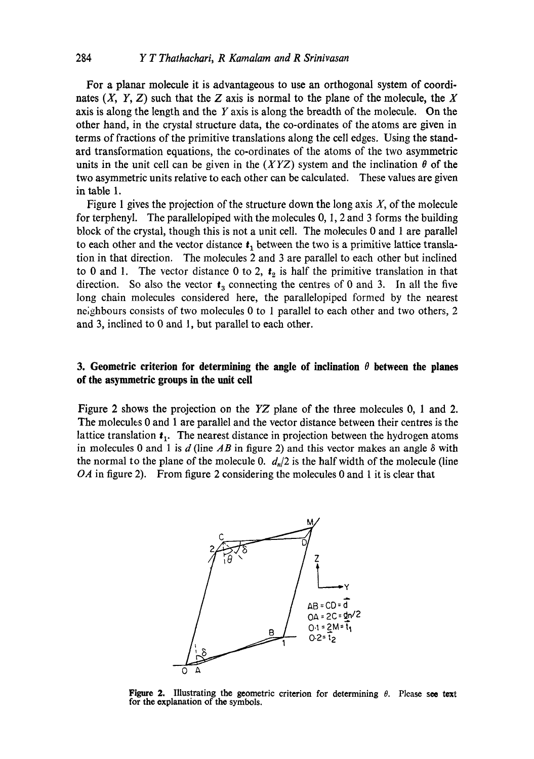For a planar molecule it is advantageous to use an orthogonal system of coordinates ($X$, $Y$, $Z$) such that the $Z$ axis is normal to the plane of the molecule, the $X$ axis is along the length and the $Y$ axis is along the breadth of the molecule. On the other hand, in the crystal structure data, the co-ordinates of the atoms are given in terms of fractions of the primitive translations along the cell edges. Using the standard transformation equations, the co-ordinates of the atoms of the two asymmetric units in the unit cell can be given in the ($XYZ$) system and the inclination $\theta$ of the two asymmetric units relative to each other can be calculated. These values are given in table 1.

Figure 1 gives the projection of the structure down the long axis $X$, of the molecule for terphenyl. The parallelopiped with the molecules 0, 1, 2 and 3 forms the building block of the crystal, though this is not a unit cell. The molecules 0 and 1 are parallel to each other and the vector distance $\mathbf{t}_1$ between the two is a primitive lattice translation in that direction. The molecules 2 and 3 are parallel to each other but inclined to 0 and 1. The vector distance 0 to 2, $\mathbf{t}_2$ is half the primitive translation in that direction. So also the vector $\mathbf{t}_3$ connecting the centres of 0 and 3. In all the five long chain molecules considered here, the parallelopiped formed by the nearest neighbours consists of two molecules 0 to 1 parallel to each other and two others, 2 and 3, inclined to 0 and 1, but parallel to each other.

## 3. Geometric criterion for determining the angle of inclination $\theta$ between the planes of the asymmetric groups in the unit cell

Figure 2 shows the projection on the $YZ$ plane of the three molecules 0, 1 and 2. The molecules 0 and 1 are parallel and the vector distance between their centres is the lattice translation $\mathbf{t}_1$. The nearest distance in projection between the hydrogen atoms in molecules 0 and 1 is $d$ (line $AB$ in figure 2) and this vector makes an angle $\delta$ with the normal to the plane of the molecule 0. $d_n/2$ is the half width of the molecule (line $OA$ in figure 2). From figure 2 considering the molecules 0 and 1 it is clear that

**Figure 2.** Illustrating the geometric criterion for determining $\theta$. Please see text for the explanation of the symbols.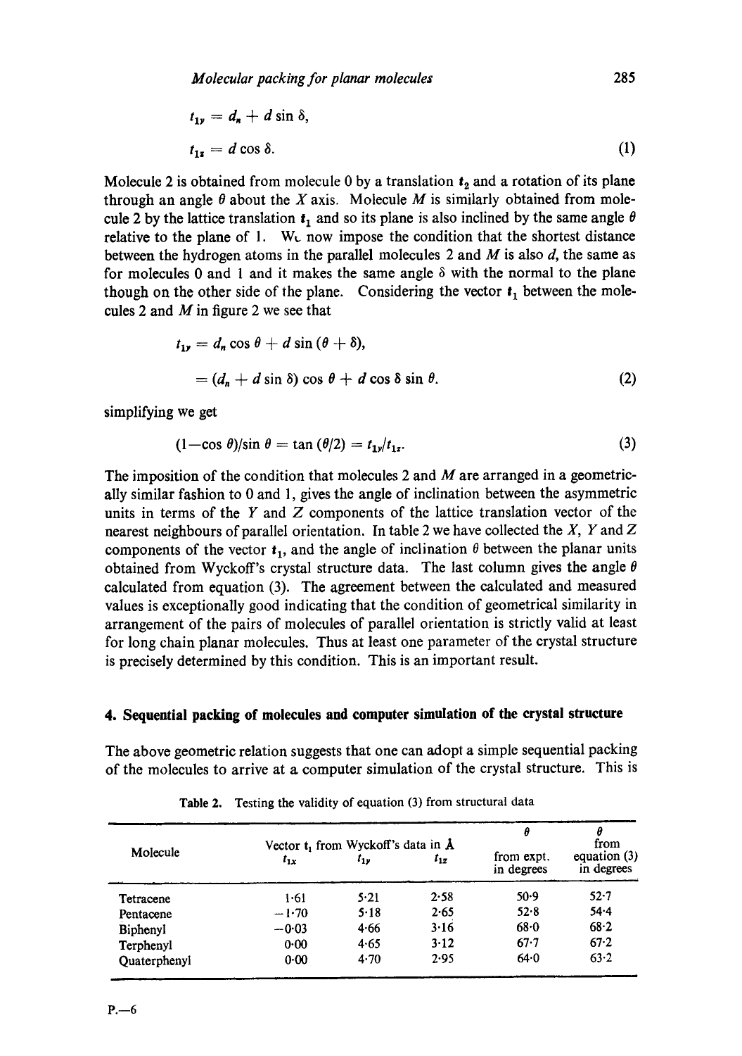$$t_{1y} = d_n + d \sin \delta,$$

$$t_{1z} = d \cos \delta. \tag{1}$$

Molecule 2 is obtained from molecule 0 by a translation $\mathbf{t}_2$ and a rotation of its plane through an angle $\theta$ about the $X$ axis. Molecule $M$ is similarly obtained from molecule 2 by the lattice translation $\mathbf{t}_1$ and so its plane is also inclined by the same angle $\theta$ relative to the plane of 1. We now impose the condition that the shortest distance between the hydrogen atoms in the parallel molecules 2 and $M$ is also $d$, the same as for molecules 0 and 1 and it makes the same angle $\delta$ with the normal to the plane though on the other side of the plane. Considering the vector $\mathbf{t}_1$ between the molecules 2 and $M$ in figure 2 we see that

$$\begin{aligned} t_{1y} &= d_n \cos \theta + d \sin (\theta + \delta), \\ &= (d_n + d \sin \delta) \cos \theta + d \cos \delta \sin \theta. \end{aligned} \tag{2}$$

simplifying we get

$$(1 - \cos \theta)/\sin \theta = \tan (\theta/2) = t_{1y}/t_{1z}. \tag{3}$$

The imposition of the condition that molecules 2 and $M$ are arranged in a geometrically similar fashion to 0 and 1, gives the angle of inclination between the asymmetric units in terms of the $Y$ and $Z$ components of the lattice translation vector of the nearest neighbours of parallel orientation. In table 2 we have collected the $X$, $Y$ and $Z$ components of the vector $\mathbf{t}_1$, and the angle of inclination $\theta$ between the planar units obtained from Wyckoff's crystal structure data. The last column gives the angle $\theta$ calculated from equation (3). The agreement between the calculated and measured values is exceptionally good indicating that the condition of geometrical similarity in arrangement of the pairs of molecules of parallel orientation is strictly valid at least for long chain planar molecules. Thus at least one parameter of the crystal structure is precisely determined by this condition. This is an important result.

## 4. Sequential packing of molecules and computer simulation of the crystal structure

The above geometric relation suggests that one can adopt a simple sequential packing of the molecules to arrive at a computer simulation of the crystal structure. This is

Table 2. Testing the validity of equation (3) from structural data

| Molecule | Vector $\mathbf{t}_1$ from Wyckoff's data in Å | | | $\theta$ from expt. in degrees | $\theta$ from equation (3) in degrees |
|---|---|---|---|---|---|
| | $t_{1x}$ | $t_{1y}$ | $t_{1z}$ | | |
| Tetracene | 1·61 | 5·21 | 2·58 | 50·9 | 52·7 |
| Pentacene | −1·70 | 5·18 | 2·65 | 52·8 | 54·4 |
| Biphenyl | −0·03 | 4·66 | 3·16 | 68·0 | 68·2 |
| Terphenyl | 0·00 | 4·65 | 3·12 | 67·7 | 67·2 |
| Quaterphenyl | 0·00 | 4·70 | 2·95 | 64·0 | 63·2 |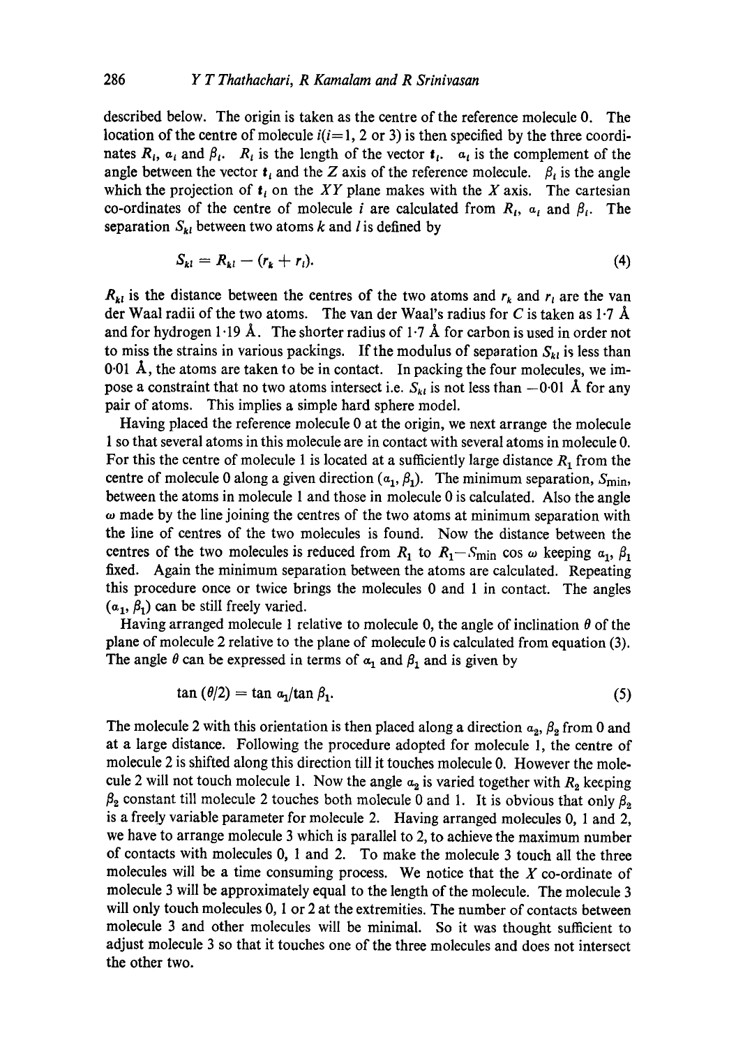described below. The origin is taken as the centre of the reference molecule 0. The location of the centre of molecule $i$ ($i=1$, 2 or 3) is then specified by the three coordinates $R_i$, $\alpha_i$ and $\beta_i$. $R_i$ is the length of the vector $\mathbf{t}_i$. $\alpha_i$ is the complement of the angle between the vector $\mathbf{t}_i$ and the $Z$ axis of the reference molecule. $\beta_i$ is the angle which the projection of $\mathbf{t}_i$ on the $XY$ plane makes with the $X$ axis. The cartesian co-ordinates of the centre of molecule $i$ are calculated from $R_i$, $\alpha_i$ and $\beta_i$. The separation $S_{kl}$ between two atoms $k$ and $l$ is defined by

$$S_{kl} = R_{kl} - (r_k + r_l). \tag{4}$$

$R_{kl}$ is the distance between the centres of the two atoms and $r_k$ and $r_l$ are the van der Waal radii of the two atoms. The van der Waal's radius for $C$ is taken as 1·7 Å and for hydrogen 1·19 Å. The shorter radius of 1·7 Å for carbon is used in order not to miss the strains in various packings. If the modulus of separation $S_{kl}$ is less than 0·01 Å, the atoms are taken to be in contact. In packing the four molecules, we impose a constraint that no two atoms intersect i.e. $S_{kl}$ is not less than $-0·01$ Å for any pair of atoms. This implies a simple hard sphere model.

Having placed the reference molecule 0 at the origin, we next arrange the molecule 1 so that several atoms in this molecule are in contact with several atoms in molecule 0. For this the centre of molecule 1 is located at a sufficiently large distance $R_1$ from the centre of molecule 0 along a given direction ($\alpha_1$, $\beta_1$). The minimum separation, $S_{\min}$, between the atoms in molecule 1 and those in molecule 0 is calculated. Also the angle $\omega$ made by the line joining the centres of the two atoms at minimum separation with the line of centres of the two molecules is found. Now the distance between the centres of the two molecules is reduced from $R_1$ to $R_1 - S_{\min} \cos \omega$ keeping $\alpha_1$, $\beta_1$ fixed. Again the minimum separation between the atoms are calculated. Repeating this procedure once or twice brings the molecules 0 and 1 in contact. The angles ($\alpha_1$, $\beta_1$) can be still freely varied.

Having arranged molecule 1 relative to molecule 0, the angle of inclination $\theta$ of the plane of molecule 2 relative to the plane of molecule 0 is calculated from equation (3). The angle $\theta$ can be expressed in terms of $\alpha_1$ and $\beta_1$ and is given by

$$\tan (\theta/2) = \tan \alpha_1 / \tan \beta_1. \tag{5}$$

The molecule 2 with this orientation is then placed along a direction $\alpha_2$, $\beta_2$ from 0 and at a large distance. Following the procedure adopted for molecule 1, the centre of molecule 2 is shifted along this direction till it touches molecule 0. However the molecule 2 will not touch molecule 1. Now the angle $\alpha_2$ is varied together with $R_2$ keeping $\beta_2$ constant till molecule 2 touches both molecule 0 and 1. It is obvious that only $\beta_2$ is a freely variable parameter for molecule 2. Having arranged molecules 0, 1 and 2, we have to arrange molecule 3 which is parallel to 2, to achieve the maximum number of contacts with molecules 0, 1 and 2. To make the molecule 3 touch all the three molecules will be a time consuming process. We notice that the $X$ co-ordinate of molecule 3 will be approximately equal to the length of the molecule. The molecule 3 will only touch molecules 0, 1 or 2 at the extremities. The number of contacts between molecule 3 and other molecules will be minimal. So it was thought sufficient to adjust molecule 3 so that it touches one of the three molecules and does not intersect the other two.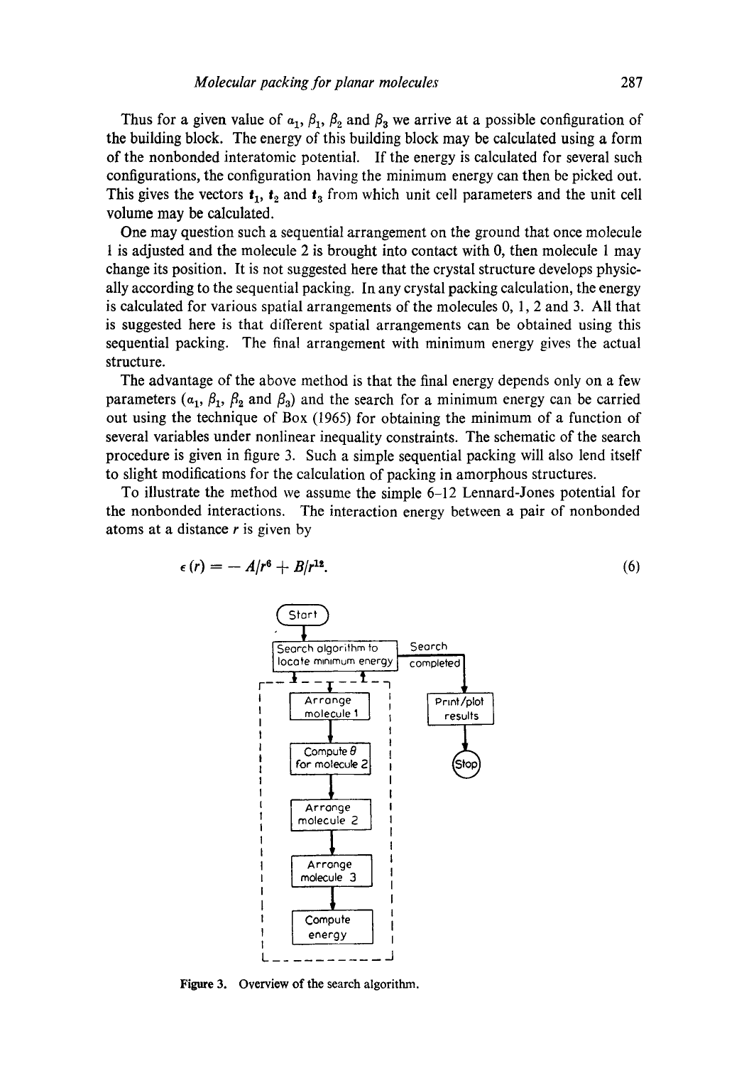Thus for a given value of $\alpha_1$, $\beta_1$, $\beta_2$ and $\beta_3$ we arrive at a possible configuration of the building block. The energy of this building block may be calculated using a form of the nonbonded interatomic potential. If the energy is calculated for several such configurations, the configuration having the minimum energy can then be picked out. This gives the vectors $\boldsymbol{t}_1$, $\boldsymbol{t}_2$ and $\boldsymbol{t}_3$ from which unit cell parameters and the unit cell volume may be calculated.

One may question such a sequential arrangement on the ground that once molecule 1 is adjusted and the molecule 2 is brought into contact with 0, then molecule 1 may change its position. It is not suggested here that the crystal structure develops physically according to the sequential packing. In any crystal packing calculation, the energy is calculated for various spatial arrangements of the molecules 0, 1, 2 and 3. All that is suggested here is that different spatial arrangements can be obtained using this sequential packing. The final arrangement with minimum energy gives the actual structure.

The advantage of the above method is that the final energy depends only on a few parameters ($\alpha_1$, $\beta_1$, $\beta_2$ and $\beta_3$) and the search for a minimum energy can be carried out using the technique of Box (1965) for obtaining the minimum of a function of several variables under nonlinear inequality constraints. The schematic of the search procedure is given in figure 3. Such a simple sequential packing will also lend itself to slight modifications for the calculation of packing in amorphous structures.

To illustrate the method we assume the simple 6–12 Lennard-Jones potential for the nonbonded interactions. The interaction energy between a pair of nonbonded atoms at a distance $r$ is given by

$$\epsilon(r) = -A/r^6 + B/r^{12}. \tag{6}$$

Start → Search algorithm to locate minimum energy → [Arrange molecule 1 → Compute $\theta$ for molecule 2 → Arrange molecule 2 → Arrange molecule 3 → Compute energy] (loop) → Search completed → Print/plot results → Stop

Figure 3. Overview of the search algorithm.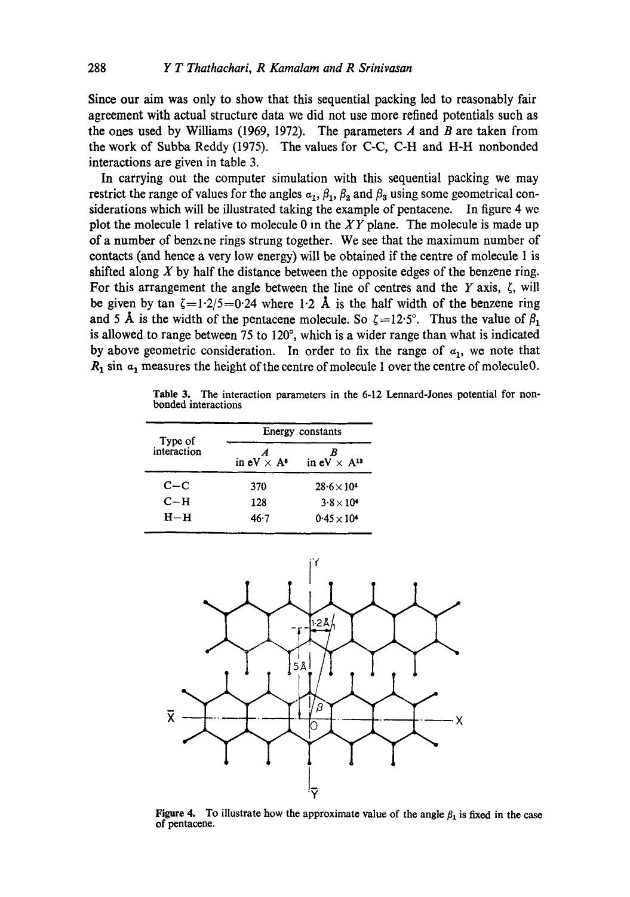Since our aim was only to show that this sequential packing led to reasonably fair agreement with actual structure data we did not use more refined potentials such as the ones used by Williams (1969, 1972). The parameters $A$ and $B$ are taken from the work of Subba Reddy (1975). The values for C-C, C-H and H-H nonbonded interactions are given in table 3.

In carrying out the computer simulation with this sequential packing we may restrict the range of values for the angles $\alpha_1$, $\beta_1$, $\beta_2$ and $\beta_3$ using some geometrical considerations which will be illustrated taking the example of pentacene. In figure 4 we plot the molecule 1 relative to molecule 0 in the $XY$ plane. The molecule is made up of a number of benzene rings strung together. We see that the maximum number of contacts (and hence a very low energy) will be obtained if the centre of molecule 1 is shifted along $X$ by half the distance between the opposite edges of the benzene ring. For this arrangement the angle between the line of centres and the $Y$ axis, $\zeta$, will be given by $\tan \zeta = 1{\cdot}2/5 = 0{\cdot}24$ where 1·2 Å is the half width of the benzene ring and 5 Å is the width of the pentacene molecule. So $\zeta = 12{\cdot}5°$. Thus the value of $\beta_1$ is allowed to range between 75 to 120°, which is a wider range than what is indicated by above geometric consideration. In order to fix the range of $\alpha_1$, we note that $R_1 \sin \alpha_1$ measures the height of the centre of molecule 1 over the centre of molecule 0.

Table 3. The interaction parameters in the 6-12 Lennard-Jones potential for non-bonded interactions

| Type of interaction | Energy constants | |
|---|---|---|
| | $A$ in eV × Å$^6$ | $B$ in eV × Å$^{12}$ |
| C–C | 370 | $28{\cdot}6 \times 10^4$ |
| C–H | 128 | $3{\cdot}8 \times 10^4$ |
| H–H | 46·7 | $0{\cdot}45 \times 10^4$ |

Figure 4. To illustrate how the approximate value of the angle $\beta_1$ is fixed in the case of pentacene.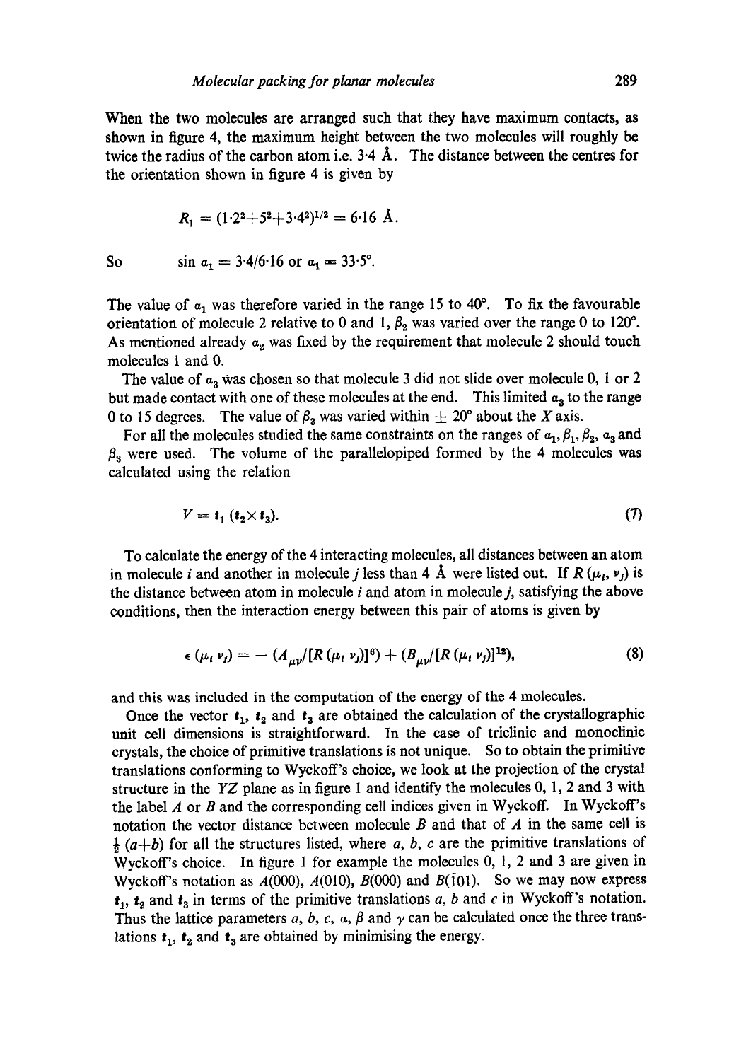When the two molecules are arranged such that they have maximum contacts, as shown in figure 4, the maximum height between the two molecules will roughly be twice the radius of the carbon atom i.e. 3·4 Å. The distance between the centres for the orientation shown in figure 4 is given by

$$R_1 = (1{\cdot}2^2 + 5^2 + 3{\cdot}4^2)^{1/2} = 6{\cdot}16 \text{ Å}.$$

So $\sin \alpha_1 = 3{\cdot}4/6{\cdot}16$ or $\alpha_1 = 33{\cdot}5°$.

The value of $\alpha_1$ was therefore varied in the range 15 to 40°. To fix the favourable orientation of molecule 2 relative to 0 and 1, $\beta_2$ was varied over the range 0 to 120°. As mentioned already $\alpha_2$ was fixed by the requirement that molecule 2 should touch molecules 1 and 0.

The value of $\alpha_3$ was chosen so that molecule 3 did not slide over molecule 0, 1 or 2 but made contact with one of these molecules at the end. This limited $\alpha_3$ to the range 0 to 15 degrees. The value of $\beta_3$ was varied within $\pm$ 20° about the $X$ axis.

For all the molecules studied the same constraints on the ranges of $\alpha_1, \beta_1, \beta_2, \alpha_3$ and $\beta_3$ were used. The volume of the parallelopiped formed by the 4 molecules was calculated using the relation

$$V = \mathbf{t}_1 (\mathbf{t}_2 \times \mathbf{t}_3). \tag{7}$$

To calculate the energy of the 4 interacting molecules, all distances between an atom in molecule $i$ and another in molecule $j$ less than 4 Å were listed out. If $R(\mu_i, \nu_j)$ is the distance between atom in molecule $i$ and atom in molecule $j$, satisfying the above conditions, then the interaction energy between this pair of atoms is given by

$$\epsilon(\mu_i \nu_j) = -(A_{\mu\nu}/[R(\mu_i \nu_j)]^6) + (B_{\mu\nu}/[R(\mu_i \nu_j)]^{12}), \tag{8}$$

and this was included in the computation of the energy of the 4 molecules.

Once the vector $\mathbf{t}_1$, $\mathbf{t}_2$ and $\mathbf{t}_3$ are obtained the calculation of the crystallographic unit cell dimensions is straightforward. In the case of triclinic and monoclinic crystals, the choice of primitive translations is not unique. So to obtain the primitive translations conforming to Wyckoff's choice, we look at the projection of the crystal structure in the $YZ$ plane as in figure 1 and identify the molecules 0, 1, 2 and 3 with the label $A$ or $B$ and the corresponding cell indices given in Wyckoff. In Wyckoff's notation the vector distance between molecule $B$ and that of $A$ in the same cell is $\frac{1}{2}(a+b)$ for all the structures listed, where $a$, $b$, $c$ are the primitive translations of Wyckoff's choice. In figure 1 for example the molecules 0, 1, 2 and 3 are given in Wyckoff's notation as $A(000)$, $A(010)$, $B(000)$ and $B(\bar{1}01)$. So we may now express $\mathbf{t}_1$, $\mathbf{t}_2$ and $\mathbf{t}_3$ in terms of the primitive translations $a$, $b$ and $c$ in Wyckoff's notation. Thus the lattice parameters $a$, $b$, $c$, $\alpha$, $\beta$ and $\gamma$ can be calculated once the three translations $\mathbf{t}_1$, $\mathbf{t}_2$ and $\mathbf{t}_3$ are obtained by minimising the energy.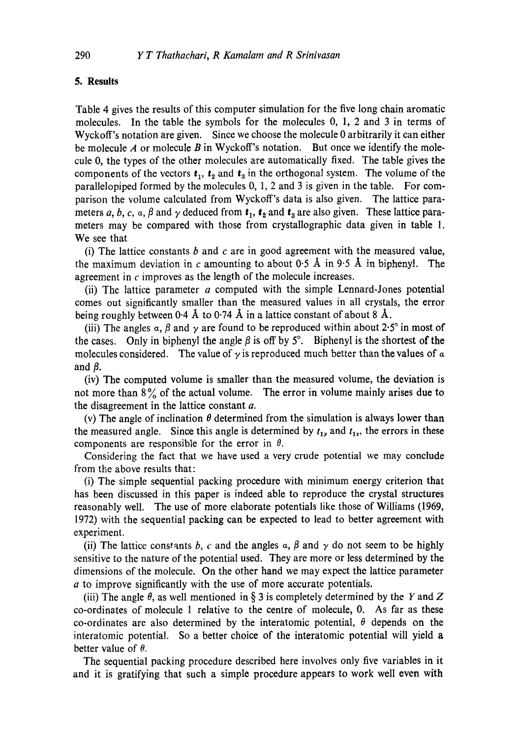## 5. Results

Table 4 gives the results of this computer simulation for the five long chain aromatic molecules. In the table the symbols for the molecules 0, 1, 2 and 3 in terms of Wyckoff's notation are given. Since we choose the molecule 0 arbitrarily it can either be molecule $A$ or molecule $B$ in Wyckoff's notation. But once we identify the molecule 0, the types of the other molecules are automatically fixed. The table gives the components of the vectors $\mathbf{t}_1$, $\mathbf{t}_2$ and $\mathbf{t}_3$ in the orthogonal system. The volume of the parallelopiped formed by the molecules 0, 1, 2 and 3 is given in the table. For comparison the volume calculated from Wyckoff's data is also given. The lattice parameters $a$, $b$, $c$, $\alpha$, $\beta$ and $\gamma$ deduced from $\mathbf{t}_1$, $\mathbf{t}_2$ and $\mathbf{t}_3$ are also given. These lattice parameters may be compared with those from crystallographic data given in table 1. We see that

(i) The lattice constants $b$ and $c$ are in good agreement with the measured value, the maximum deviation in $c$ amounting to about 0·5 Å in 9·5 Å in biphenyl. The agreement in $c$ improves as the length of the molecule increases.

(ii) The lattice parameter $a$ computed with the simple Lennard-Jones potential comes out significantly smaller than the measured values in all crystals, the error being roughly between 0·4 Å to 0·74 Å in a lattice constant of about 8 Å.

(iii) The angles $\alpha$, $\beta$ and $\gamma$ are found to be reproduced within about 2·5° in most of the cases. Only in biphenyl the angle $\beta$ is off by 5°. Biphenyl is the shortest of the molecules considered. The value of $\gamma$ is reproduced much better than the values of $\alpha$ and $\beta$.

(iv) The computed volume is smaller than the measured volume, the deviation is not more than 8% of the actual volume. The error in volume mainly arises due to the disagreement in the lattice constant $a$.

(v) The angle of inclination $\theta$ determined from the simulation is always lower than the measured angle. Since this angle is determined by $t_{1y}$ and $t_{1z}$, the errors in these components are responsible for the error in $\theta$.

Considering the fact that we have used a very crude potential we may conclude from the above results that:

(i) The simple sequential packing procedure with minimum energy criterion that has been discussed in this paper is indeed able to reproduce the crystal structures reasonably well. The use of more elaborate potentials like those of Williams (1969, 1972) with the sequential packing can be expected to lead to better agreement with experiment.

(ii) The lattice constants $b$, $c$ and the angles $\alpha$, $\beta$ and $\gamma$ do not seem to be highly sensitive to the nature of the potential used. They are more or less determined by the dimensions of the molecule. On the other hand we may expect the lattice parameter $a$ to improve significantly with the use of more accurate potentials.

(iii) The angle $\theta$, as well mentioned in § 3 is completely determined by the $Y$ and $Z$ co-ordinates of molecule 1 relative to the centre of molecule, 0. As far as these co-ordinates are also determined by the interatomic potential, $\theta$ depends on the interatomic potential. So a better choice of the interatomic potential will yield a better value of $\theta$.

The sequential packing procedure described here involves only five variables in it and it is gratifying that such a simple procedure appears to work well even with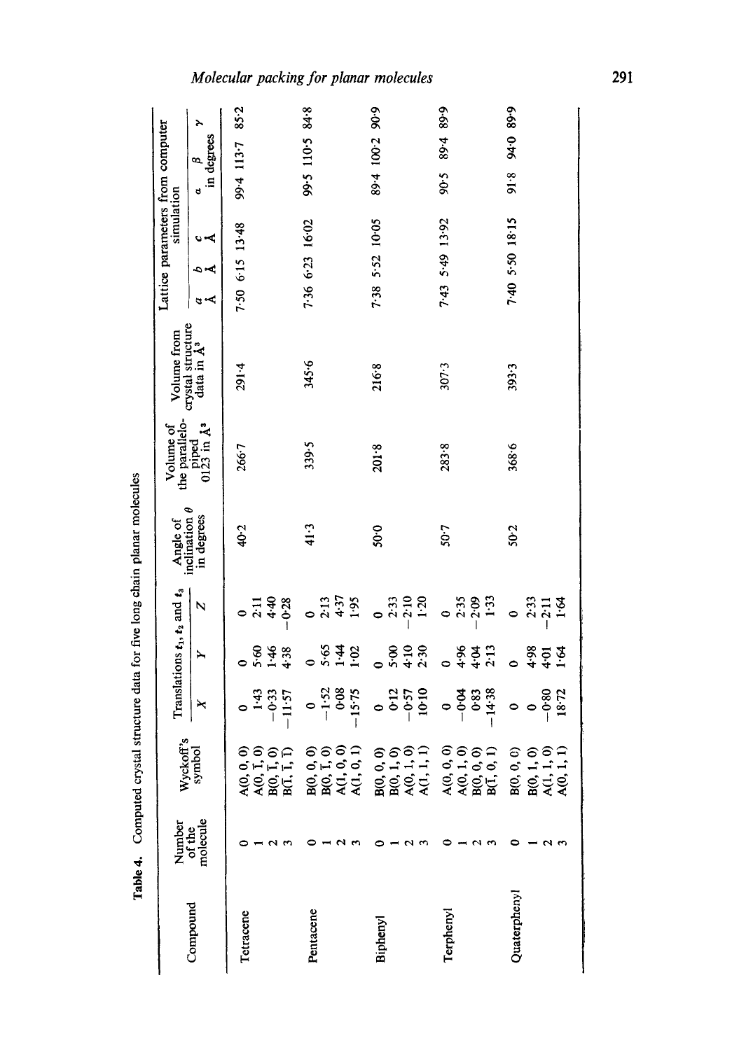**Table 4.** Computed crystal structure data for five long chain planar molecules

| Compound | Number of the molecule | Wyckoff's symbol | Translations $t_1$, $t_2$ and $t_3$ | | | Angle of inclination $\theta$ in degrees | Volume of the parallelopiped 0123 in Å$^3$ | Volume from crystal structure data in Å$^3$ | Lattice parameters from computer simulation | | | | | |
|---|---|---|---|---|---|---|---|---|---|---|---|---|---|---|
| | | | $X$ | $Y$ | $Z$ | | | | $a$ Å | $b$ Å | $c$ Å | $\alpha$ | $\beta$ in degrees | $\gamma$ |
| Tetracene | 0 | A(0, 0, 0) | 0 | 0 | 0 | 40·2 | 266·7 | 291·4 | 7·50 | 6·15 | 13·48 | 99·4 | 113·7 | 85·2 |
| | 1 | A(0, $\bar{1}$, 0) | 1·43 | 5·60 | 2·11 | | | | | | | | | |
| | 2 | B(0, $\bar{1}$, 0) | −0·33 | 1·46 | 4·40 | | | | | | | | | |
| | 3 | B($\bar{1}$, $\bar{1}$, $\bar{1}$) | −11·57 | 4·38 | −0·28 | | | | | | | | | |
| Pentacene | 0 | B(0, 0, 0) | 0 | 0 | 0 | 41·3 | 339·5 | 345·6 | 7·36 | 6·23 | 16·02 | 99·5 | 110·5 | 84·8 |
| | 1 | B(0, $\bar{1}$, 0) | −1·52 | 5·65 | 2·13 | | | | | | | | | |
| | 2 | A(1, 0, 0) | 0·08 | 1·44 | 4·37 | | | | | | | | | |
| | 3 | A(1, 0, 1) | −15·75 | 1·02 | 1·95 | | | | | | | | | |
| Biphenyl | 0 | B(0, 0, 0) | 0 | 0 | 0 | 50·0 | 201·8 | 216·8 | 7·38 | 5·52 | 10·05 | 89·4 | 100·2 | 90·9 |
| | 1 | B(0, 1, 0) | 0·12 | 5·00 | 2·33 | | | | | | | | | |
| | 2 | A(0, 1, 0) | −0·57 | 4·10 | −2·10 | | | | | | | | | |
| | 3 | A(1, 1, 1) | 10·10 | 2·30 | 1·20 | | | | | | | | | |
| Terphenyl | 0 | A(0, 0, 0) | 0 | 0 | 0 | 50·7 | 283·8 | 307·3 | 7·43 | 5·49 | 13·92 | 90·5 | 89·4 | 89·9 |
| | 1 | A(0, 1, 0) | −0·04 | 4·96 | 2·35 | | | | | | | | | |
| | 2 | B(0, 0, 0) | 0·83 | 4·04 | −2·09 | | | | | | | | | |
| | 3 | B($\bar{1}$, 0, 1) | −14·38 | 2·13 | 1·33 | | | | | | | | | |
| Quaterphenyl | 0 | B(0, 0, 0) | 0 | 0 | 0 | 50·2 | 368·6 | 393·3 | 7·40 | 5·50 | 18·15 | 91·8 | 94·0 | 89·9 |
| | 1 | B(0, 1, 0) | 0 | 4·98 | 2·33 | | | | | | | | | |
| | 2 | A(1, 1, 0) | −0·80 | 4·01 | −2·11 | | | | | | | | | |
| | 3 | A(0, 1, 1) | 18·72 | 1·64 | 1·64 | | | | | | | | | |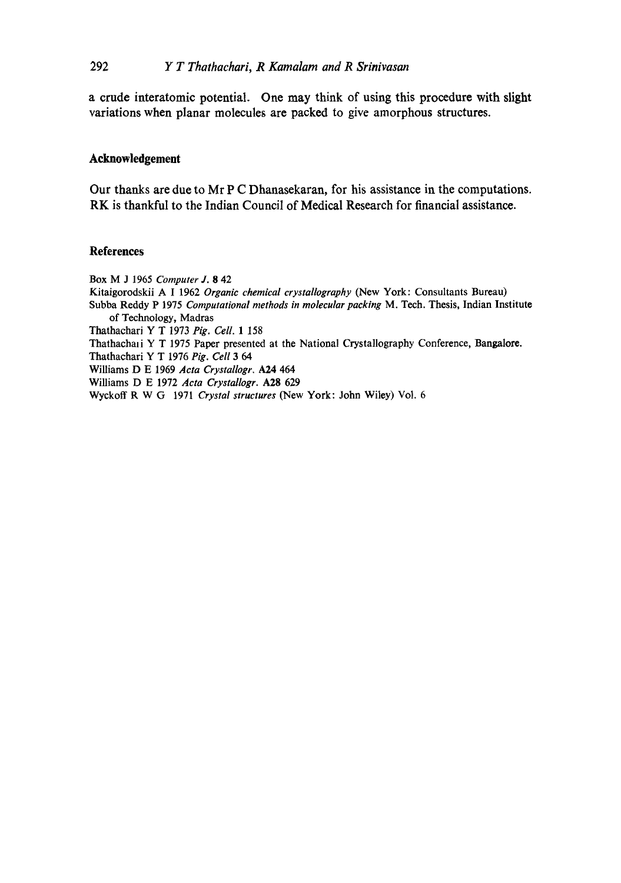a crude interatomic potential. One may think of using this procedure with slight variations when planar molecules are packed to give amorphous structures.

## Acknowledgement

Our thanks are due to Mr P C Dhanasekaran, for his assistance in the computations. RK is thankful to the Indian Council of Medical Research for financial assistance.

## References

Box M J 1965 *Computer J.* **8** 42

Kitaigorodskii A I 1962 *Organic chemical crystallography* (New York: Consultants Bureau)

Subba Reddy P 1975 *Computational methods in molecular packing* M. Tech. Thesis, Indian Institute of Technology, Madras

Thathachari Y T 1973 *Pig. Cell.* **1** 158

Thathachari Y T 1975 Paper presented at the National Crystallography Conference, Bangalore.

Thathachari Y T 1976 *Pig. Cell* **3** 64

Williams D E 1969 *Acta Crystallogr.* **A24** 464

Williams D E 1972 *Acta Crystallogr.* **A28** 629

Wyckoff R W G 1971 *Crystal structures* (New York: John Wiley) Vol. 6